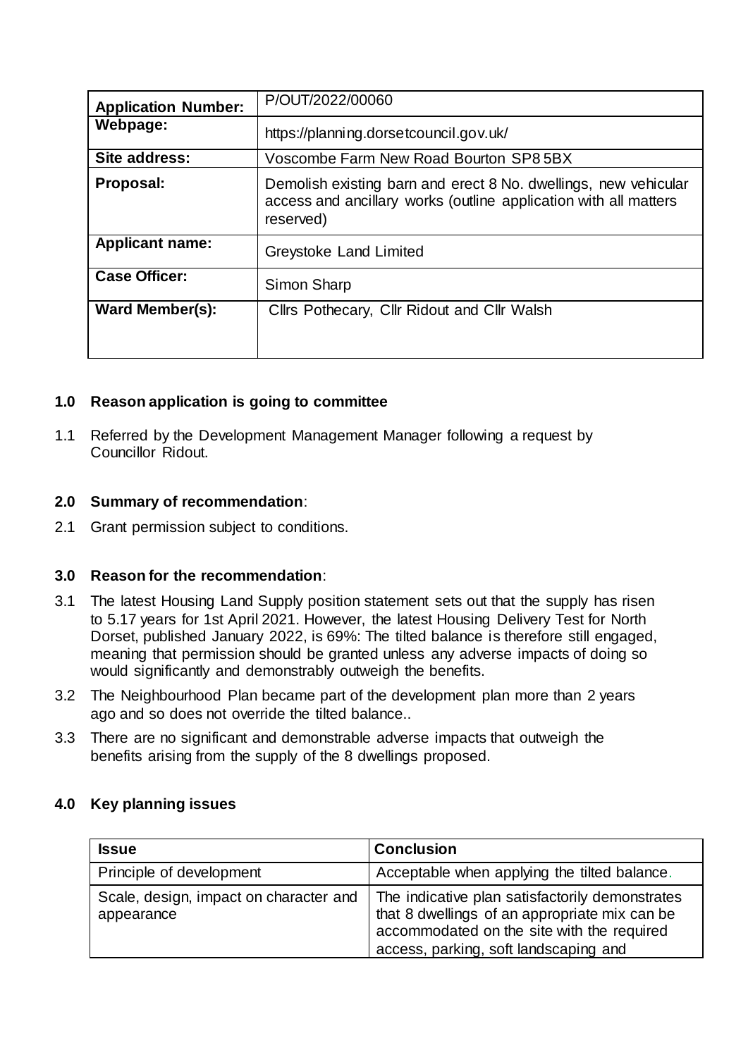| Application Number: | P/OUT/2022/00060 |
| --- | --- |
| Webpage: | https://planning.dorsetcouncil.gov.uk/ |
| Site address: | Voscombe Farm New Road Bourton SP8 5BX |
| Proposal: | Demolish existing barn and erect 8 No. dwellings, new vehicular access and ancillary works (outline application with all matters reserved) |
| Applicant name: | Greystoke Land Limited |
| Case Officer: | Simon Sharp |
| Ward Member(s): | Cllrs Pothecary, Cllr Ridout and Cllr Walsh |

## 1.0 Reason application is going to committee

1.1 Referred by the Development Management Manager following a request by Councillor Ridout.

## 2.0 Summary of recommendation:

2.1 Grant permission subject to conditions.

## 3.0 Reason for the recommendation:

3.1 The latest Housing Land Supply position statement sets out that the supply has risen to 5.17 years for 1st April 2021. However, the latest Housing Delivery Test for North Dorset, published January 2022, is 69%: The tilted balance is therefore still engaged, meaning that permission should be granted unless any adverse impacts of doing so would significantly and demonstrably outweigh the benefits.

3.2 The Neighbourhood Plan became part of the development plan more than 2 years ago and so does not override the tilted balance..

3.3 There are no significant and demonstrable adverse impacts that outweigh the benefits arising from the supply of the 8 dwellings proposed.

## 4.0 Key planning issues

| Issue | Conclusion |
| --- | --- |
| Principle of development | Acceptable when applying the tilted balance. |
| Scale, design, impact on character and appearance | The indicative plan satisfactorily demonstrates that 8 dwellings of an appropriate mix can be accommodated on the site with the required access, parking, soft landscaping and |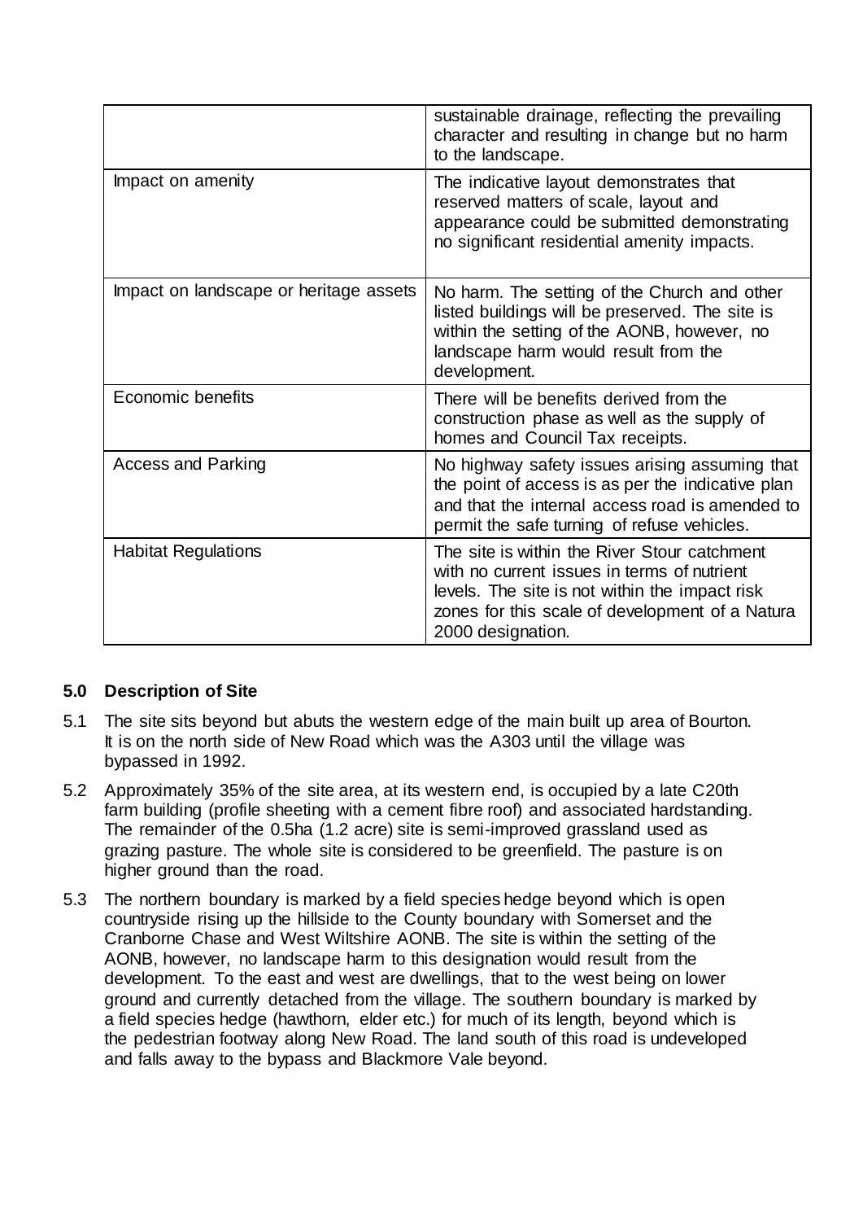| | |
|---|---|
| | sustainable drainage, reflecting the prevailing character and resulting in change but no harm to the landscape. |
| Impact on amenity | The indicative layout demonstrates that reserved matters of scale, layout and appearance could be submitted demonstrating no significant residential amenity impacts. |
| Impact on landscape or heritage assets | No harm. The setting of the Church and other listed buildings will be preserved. The site is within the setting of the AONB, however, no landscape harm would result from the development. |
| Economic benefits | There will be benefits derived from the construction phase as well as the supply of homes and Council Tax receipts. |
| Access and Parking | No highway safety issues arising assuming that the point of access is as per the indicative plan and that the internal access road is amended to permit the safe turning of refuse vehicles. |
| Habitat Regulations | The site is within the River Stour catchment with no current issues in terms of nutrient levels. The site is not within the impact risk zones for this scale of development of a Natura 2000 designation. |

## 5.0 Description of Site

5.1 The site sits beyond but abuts the western edge of the main built up area of Bourton. It is on the north side of New Road which was the A303 until the village was bypassed in 1992.

5.2 Approximately 35% of the site area, at its western end, is occupied by a late C20th farm building (profile sheeting with a cement fibre roof) and associated hardstanding. The remainder of the 0.5ha (1.2 acre) site is semi-improved grassland used as grazing pasture. The whole site is considered to be greenfield. The pasture is on higher ground than the road.

5.3 The northern boundary is marked by a field species hedge beyond which is open countryside rising up the hillside to the County boundary with Somerset and the Cranborne Chase and West Wiltshire AONB. The site is within the setting of the AONB, however, no landscape harm to this designation would result from the development. To the east and west are dwellings, that to the west being on lower ground and currently detached from the village. The southern boundary is marked by a field species hedge (hawthorn, elder etc.) for much of its length, beyond which is the pedestrian footway along New Road. The land south of this road is undeveloped and falls away to the bypass and Blackmore Vale beyond.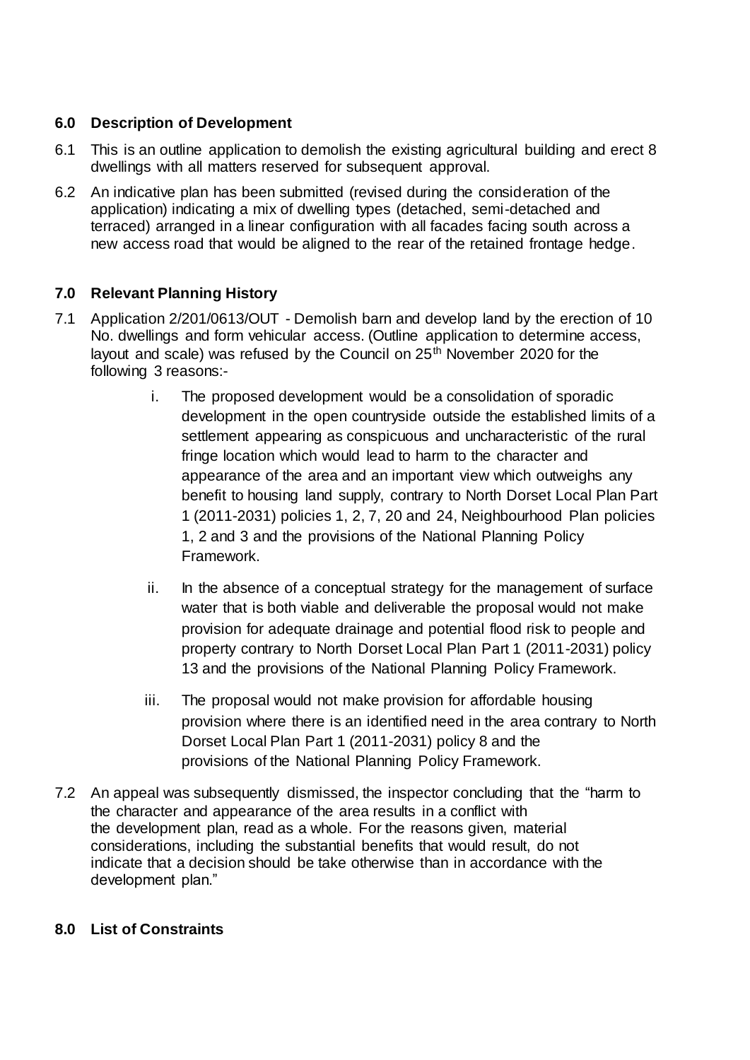## 6.0 Description of Development

6.1 This is an outline application to demolish the existing agricultural building and erect 8 dwellings with all matters reserved for subsequent approval.

6.2 An indicative plan has been submitted (revised during the consideration of the application) indicating a mix of dwelling types (detached, semi-detached and terraced) arranged in a linear configuration with all facades facing south across a new access road that would be aligned to the rear of the retained frontage hedge.

## 7.0 Relevant Planning History

7.1 Application 2/201/0613/OUT - Demolish barn and develop land by the erection of 10 No. dwellings and form vehicular access. (Outline application to determine access, layout and scale) was refused by the Council on 25th November 2020 for the following 3 reasons:-

i. The proposed development would be a consolidation of sporadic development in the open countryside outside the established limits of a settlement appearing as conspicuous and uncharacteristic of the rural fringe location which would lead to harm to the character and appearance of the area and an important view which outweighs any benefit to housing land supply, contrary to North Dorset Local Plan Part 1 (2011-2031) policies 1, 2, 7, 20 and 24, Neighbourhood Plan policies 1, 2 and 3 and the provisions of the National Planning Policy Framework.

ii. In the absence of a conceptual strategy for the management of surface water that is both viable and deliverable the proposal would not make provision for adequate drainage and potential flood risk to people and property contrary to North Dorset Local Plan Part 1 (2011-2031) policy 13 and the provisions of the National Planning Policy Framework.

iii. The proposal would not make provision for affordable housing provision where there is an identified need in the area contrary to North Dorset Local Plan Part 1 (2011-2031) policy 8 and the provisions of the National Planning Policy Framework.

7.2 An appeal was subsequently dismissed, the inspector concluding that the "harm to the character and appearance of the area results in a conflict with the development plan, read as a whole. For the reasons given, material considerations, including the substantial benefits that would result, do not indicate that a decision should be take otherwise than in accordance with the development plan."

## 8.0 List of Constraints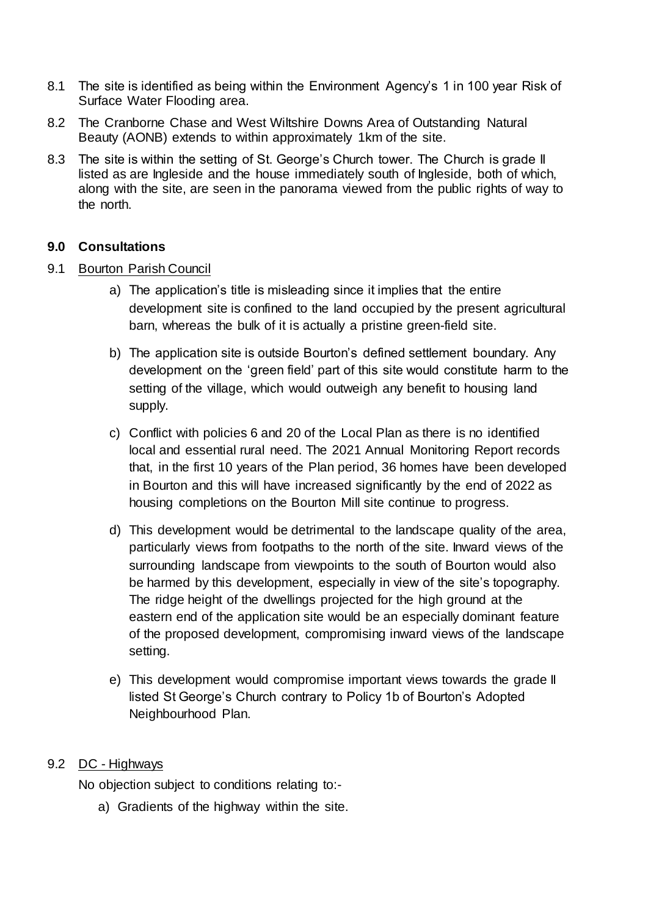8.1 The site is identified as being within the Environment Agency's 1 in 100 year Risk of Surface Water Flooding area.

8.2 The Cranborne Chase and West Wiltshire Downs Area of Outstanding Natural Beauty (AONB) extends to within approximately 1km of the site.

8.3 The site is within the setting of St. George's Church tower. The Church is grade II listed as are Ingleside and the house immediately south of Ingleside, both of which, along with the site, are seen in the panorama viewed from the public rights of way to the north.

## 9.0 Consultations

9.1 Bourton Parish Council

a) The application's title is misleading since it implies that the entire development site is confined to the land occupied by the present agricultural barn, whereas the bulk of it is actually a pristine green-field site.

b) The application site is outside Bourton's defined settlement boundary. Any development on the 'green field' part of this site would constitute harm to the setting of the village, which would outweigh any benefit to housing land supply.

c) Conflict with policies 6 and 20 of the Local Plan as there is no identified local and essential rural need. The 2021 Annual Monitoring Report records that, in the first 10 years of the Plan period, 36 homes have been developed in Bourton and this will have increased significantly by the end of 2022 as housing completions on the Bourton Mill site continue to progress.

d) This development would be detrimental to the landscape quality of the area, particularly views from footpaths to the north of the site. Inward views of the surrounding landscape from viewpoints to the south of Bourton would also be harmed by this development, especially in view of the site's topography. The ridge height of the dwellings projected for the high ground at the eastern end of the application site would be an especially dominant feature of the proposed development, compromising inward views of the landscape setting.

e) This development would compromise important views towards the grade II listed St George's Church contrary to Policy 1b of Bourton's Adopted Neighbourhood Plan.

9.2 DC - Highways

No objection subject to conditions relating to:-

a) Gradients of the highway within the site.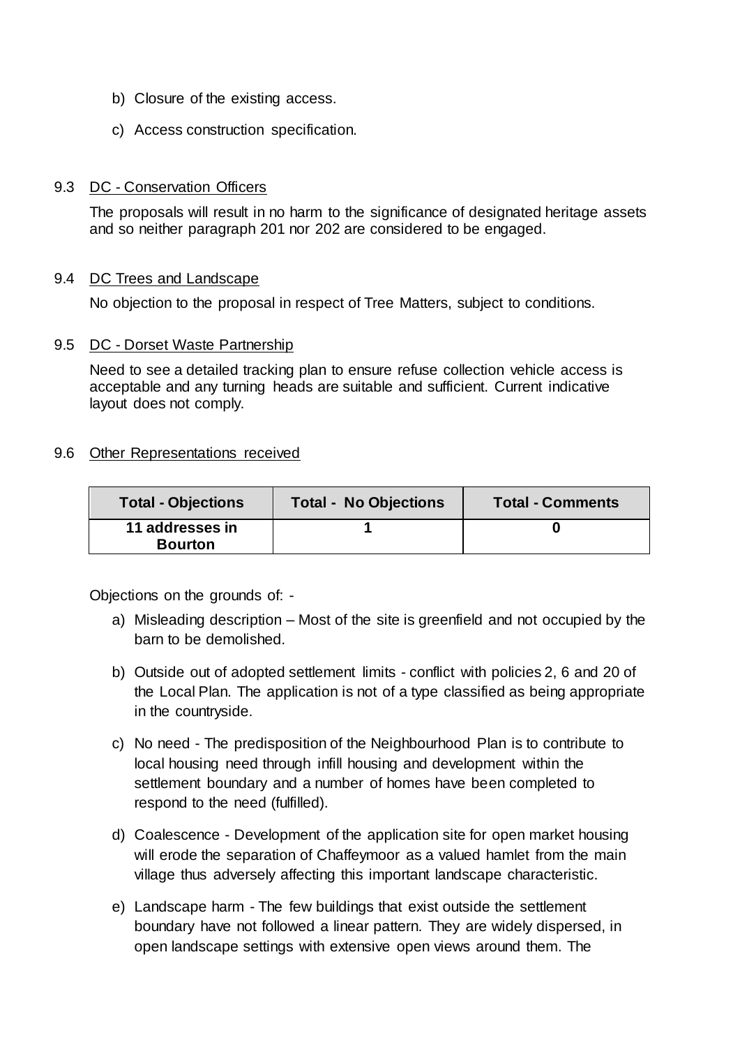b) Closure of the existing access.

c) Access construction specification.

9.3 DC - Conservation Officers

The proposals will result in no harm to the significance of designated heritage assets and so neither paragraph 201 nor 202 are considered to be engaged.

9.4 DC Trees and Landscape

No objection to the proposal in respect of Tree Matters, subject to conditions.

9.5 DC - Dorset Waste Partnership

Need to see a detailed tracking plan to ensure refuse collection vehicle access is acceptable and any turning heads are suitable and sufficient. Current indicative layout does not comply.

9.6 Other Representations received

| Total - Objections | Total - No Objections | Total - Comments |
|---|---|---|
| **11 addresses in Bourton** | **1** | **0** |

Objections on the grounds of: -

a) Misleading description – Most of the site is greenfield and not occupied by the barn to be demolished.

b) Outside out of adopted settlement limits - conflict with policies 2, 6 and 20 of the Local Plan. The application is not of a type classified as being appropriate in the countryside.

c) No need - The predisposition of the Neighbourhood Plan is to contribute to local housing need through infill housing and development within the settlement boundary and a number of homes have been completed to respond to the need (fulfilled).

d) Coalescence - Development of the application site for open market housing will erode the separation of Chaffeymoor as a valued hamlet from the main village thus adversely affecting this important landscape characteristic.

e) Landscape harm - The few buildings that exist outside the settlement boundary have not followed a linear pattern. They are widely dispersed, in open landscape settings with extensive open views around them. The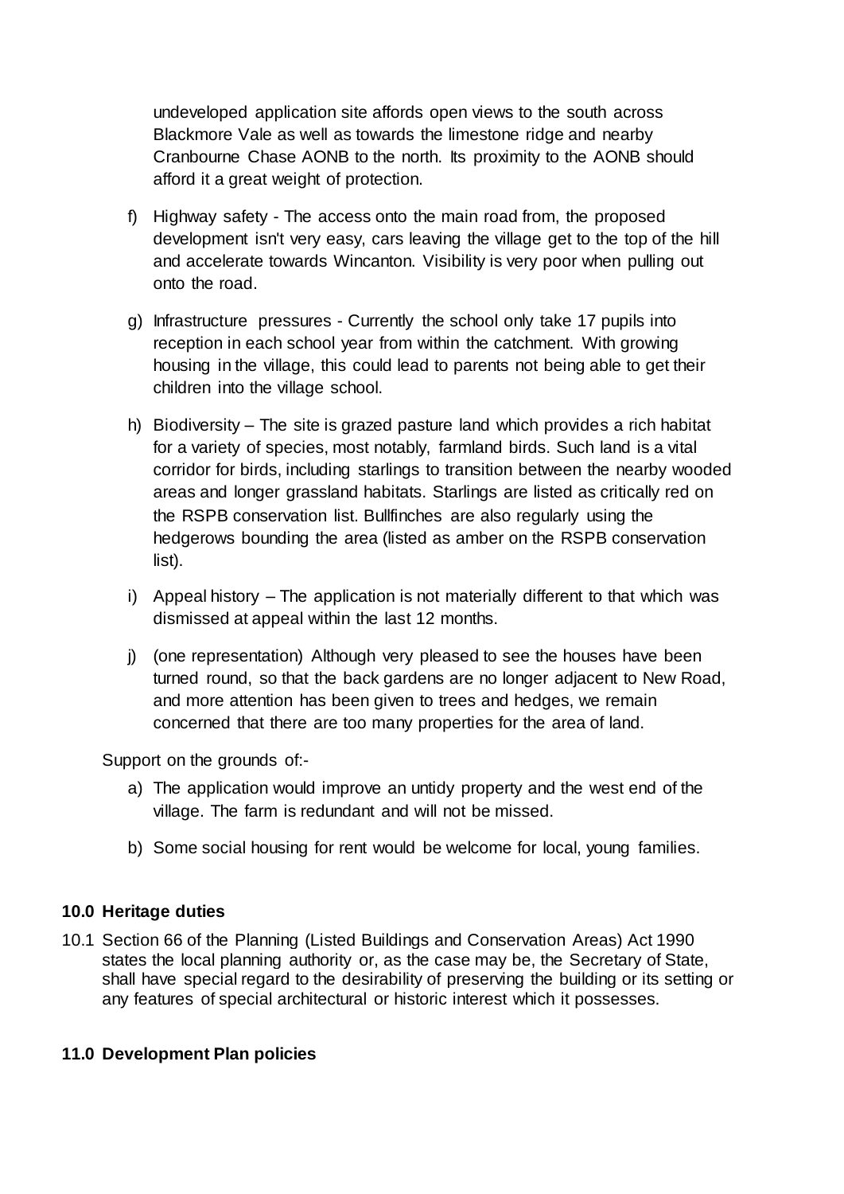undeveloped application site affords open views to the south across Blackmore Vale as well as towards the limestone ridge and nearby Cranbourne Chase AONB to the north. Its proximity to the AONB should afford it a great weight of protection.

f) Highway safety - The access onto the main road from, the proposed development isn't very easy, cars leaving the village get to the top of the hill and accelerate towards Wincanton. Visibility is very poor when pulling out onto the road.

g) Infrastructure pressures - Currently the school only take 17 pupils into reception in each school year from within the catchment. With growing housing in the village, this could lead to parents not being able to get their children into the village school.

h) Biodiversity – The site is grazed pasture land which provides a rich habitat for a variety of species, most notably, farmland birds. Such land is a vital corridor for birds, including starlings to transition between the nearby wooded areas and longer grassland habitats. Starlings are listed as critically red on the RSPB conservation list. Bullfinches are also regularly using the hedgerows bounding the area (listed as amber on the RSPB conservation list).

i) Appeal history – The application is not materially different to that which was dismissed at appeal within the last 12 months.

j) (one representation) Although very pleased to see the houses have been turned round, so that the back gardens are no longer adjacent to New Road, and more attention has been given to trees and hedges, we remain concerned that there are too many properties for the area of land.

Support on the grounds of:-

a) The application would improve an untidy property and the west end of the village. The farm is redundant and will not be missed.

b) Some social housing for rent would be welcome for local, young families.

## 10.0 Heritage duties

10.1 Section 66 of the Planning (Listed Buildings and Conservation Areas) Act 1990 states the local planning authority or, as the case may be, the Secretary of State, shall have special regard to the desirability of preserving the building or its setting or any features of special architectural or historic interest which it possesses.

## 11.0 Development Plan policies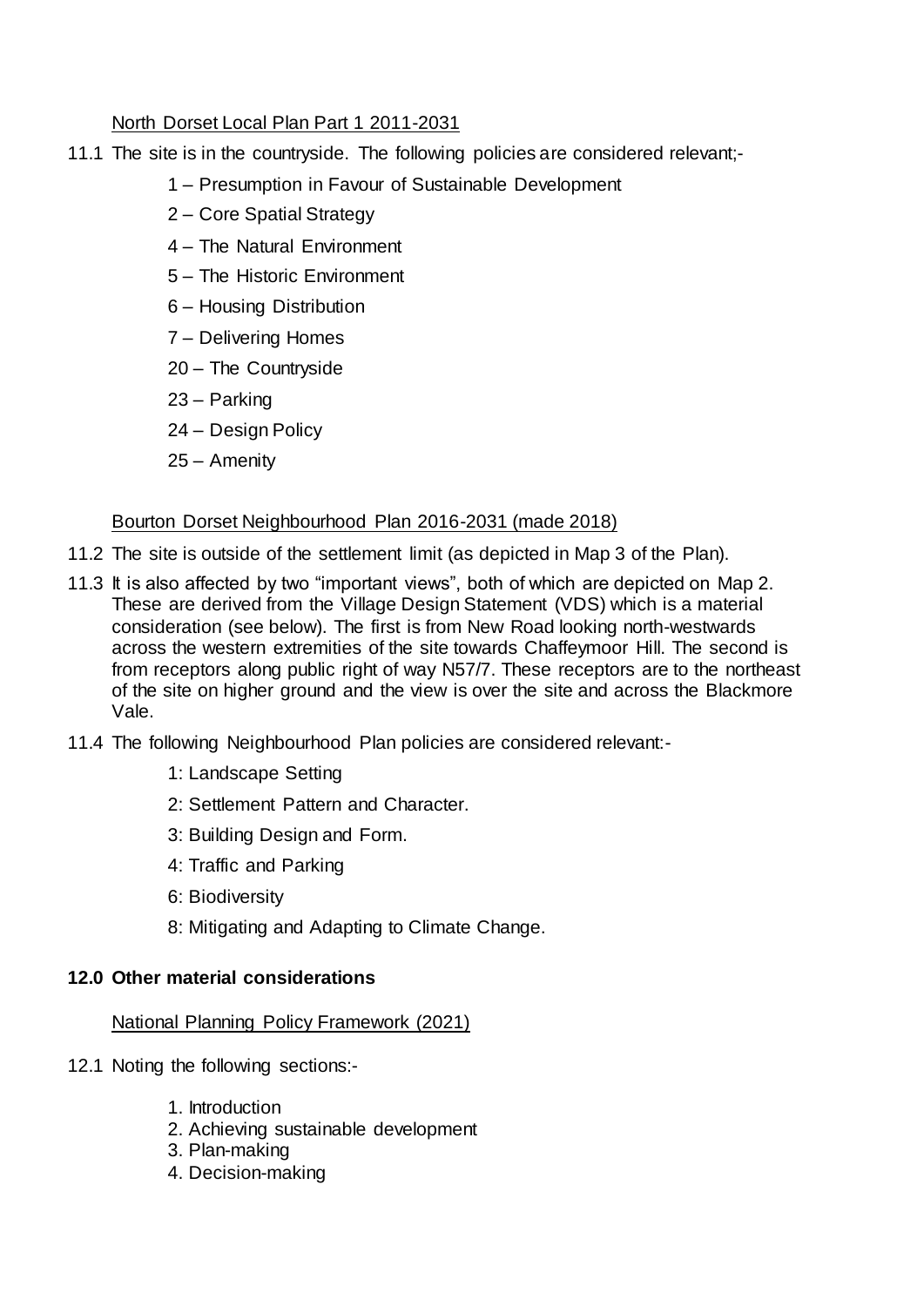North Dorset Local Plan Part 1 2011-2031

11.1 The site is in the countryside. The following policies are considered relevant;-

- 1 – Presumption in Favour of Sustainable Development
- 2 – Core Spatial Strategy
- 4 – The Natural Environment
- 5 – The Historic Environment
- 6 – Housing Distribution
- 7 – Delivering Homes
- 20 – The Countryside
- 23 – Parking
- 24 – Design Policy
- 25 – Amenity

Bourton Dorset Neighbourhood Plan 2016-2031 (made 2018)

11.2 The site is outside of the settlement limit (as depicted in Map 3 of the Plan).

11.3 It is also affected by two "important views", both of which are depicted on Map 2. These are derived from the Village Design Statement (VDS) which is a material consideration (see below). The first is from New Road looking north-westwards across the western extremities of the site towards Chaffeymoor Hill. The second is from receptors along public right of way N57/7. These receptors are to the northeast of the site on higher ground and the view is over the site and across the Blackmore Vale.

11.4 The following Neighbourhood Plan policies are considered relevant:-

- 1: Landscape Setting
- 2: Settlement Pattern and Character.
- 3: Building Design and Form.
- 4: Traffic and Parking
- 6: Biodiversity
- 8: Mitigating and Adapting to Climate Change.

## 12.0 Other material considerations

National Planning Policy Framework (2021)

12.1 Noting the following sections:-

1. Introduction
2. Achieving sustainable development
3. Plan-making
4. Decision-making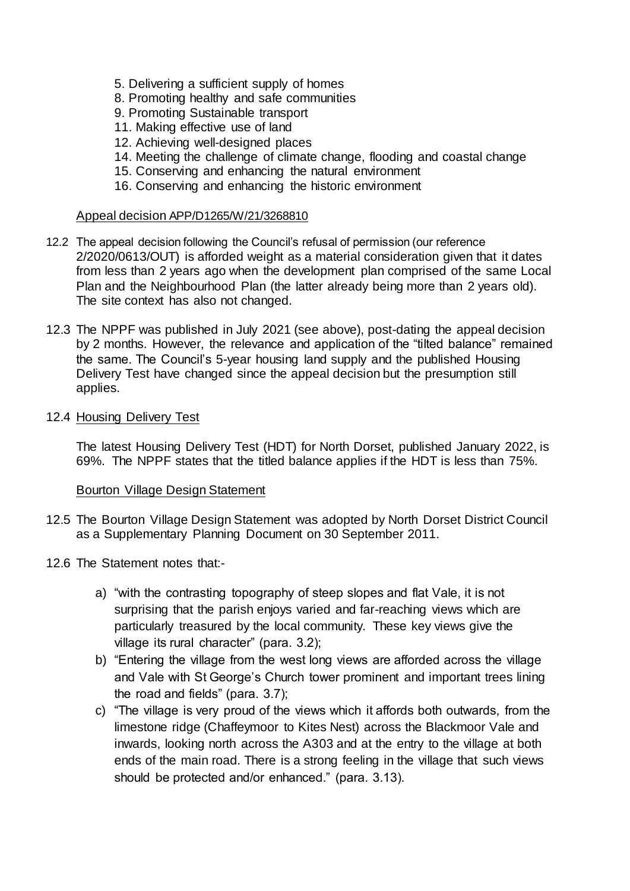5. Delivering a sufficient supply of homes
8. Promoting healthy and safe communities
9. Promoting Sustainable transport
11. Making effective use of land
12. Achieving well-designed places
14. Meeting the challenge of climate change, flooding and coastal change
15. Conserving and enhancing the natural environment
16. Conserving and enhancing the historic environment

Appeal decision APP/D1265/W/21/3268810

12.2 The appeal decision following the Council's refusal of permission (our reference 2/2020/0613/OUT) is afforded weight as a material consideration given that it dates from less than 2 years ago when the development plan comprised of the same Local Plan and the Neighbourhood Plan (the latter already being more than 2 years old). The site context has also not changed.

12.3 The NPPF was published in July 2021 (see above), post-dating the appeal decision by 2 months. However, the relevance and application of the "tilted balance" remained the same. The Council's 5-year housing land supply and the published Housing Delivery Test have changed since the appeal decision but the presumption still applies.

12.4 Housing Delivery Test

The latest Housing Delivery Test (HDT) for North Dorset, published January 2022, is 69%. The NPPF states that the titled balance applies if the HDT is less than 75%.

Bourton Village Design Statement

12.5 The Bourton Village Design Statement was adopted by North Dorset District Council as a Supplementary Planning Document on 30 September 2011.

12.6 The Statement notes that:-

a) "with the contrasting topography of steep slopes and flat Vale, it is not surprising that the parish enjoys varied and far-reaching views which are particularly treasured by the local community. These key views give the village its rural character" (para. 3.2);
b) "Entering the village from the west long views are afforded across the village and Vale with St George's Church tower prominent and important trees lining the road and fields" (para. 3.7);
c) "The village is very proud of the views which it affords both outwards, from the limestone ridge (Chaffeymoor to Kites Nest) across the Blackmoor Vale and inwards, looking north across the A303 and at the entry to the village at both ends of the main road. There is a strong feeling in the village that such views should be protected and/or enhanced." (para. 3.13).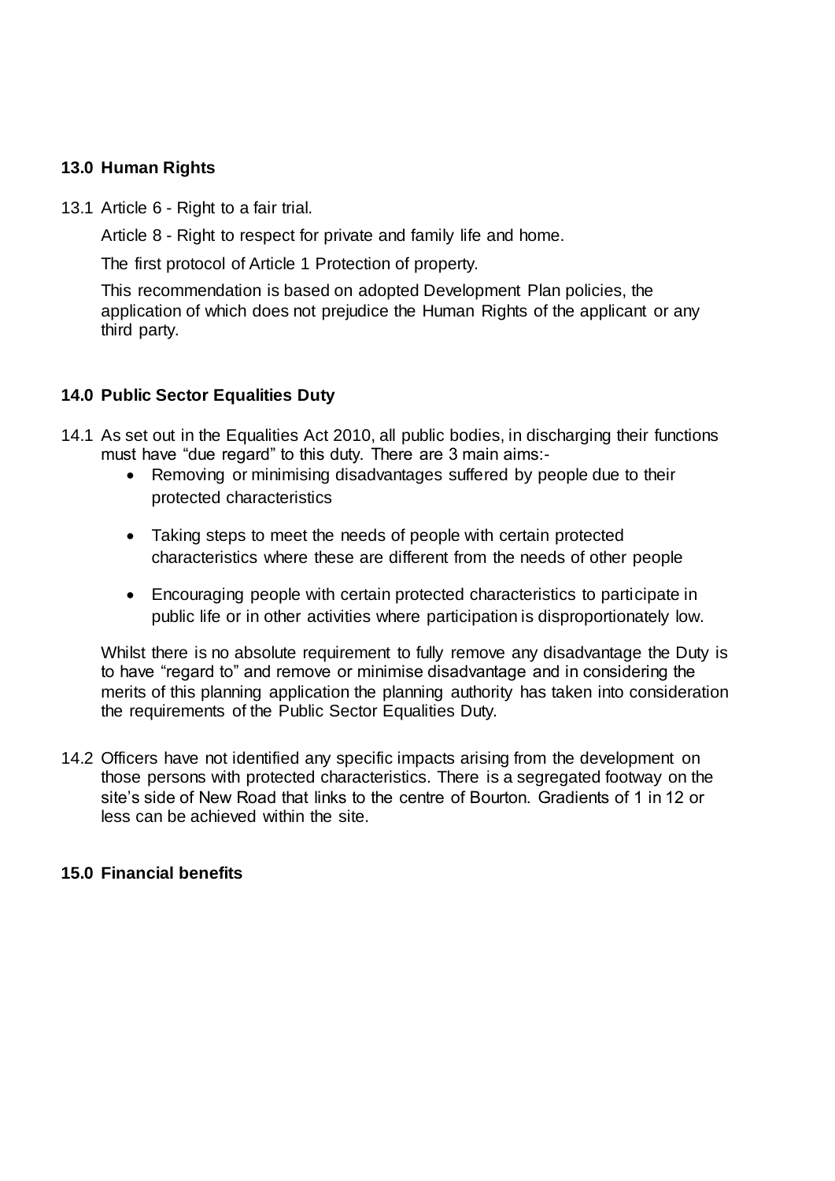## 13.0 Human Rights

13.1 Article 6 - Right to a fair trial.

Article 8 - Right to respect for private and family life and home.

The first protocol of Article 1 Protection of property.

This recommendation is based on adopted Development Plan policies, the application of which does not prejudice the Human Rights of the applicant or any third party.

## 14.0 Public Sector Equalities Duty

14.1 As set out in the Equalities Act 2010, all public bodies, in discharging their functions must have "due regard" to this duty. There are 3 main aims:-

- Removing or minimising disadvantages suffered by people due to their protected characteristics
- Taking steps to meet the needs of people with certain protected characteristics where these are different from the needs of other people
- Encouraging people with certain protected characteristics to participate in public life or in other activities where participation is disproportionately low.

Whilst there is no absolute requirement to fully remove any disadvantage the Duty is to have "regard to" and remove or minimise disadvantage and in considering the merits of this planning application the planning authority has taken into consideration the requirements of the Public Sector Equalities Duty.

14.2 Officers have not identified any specific impacts arising from the development on those persons with protected characteristics. There is a segregated footway on the site's side of New Road that links to the centre of Bourton. Gradients of 1 in 12 or less can be achieved within the site.

## 15.0 Financial benefits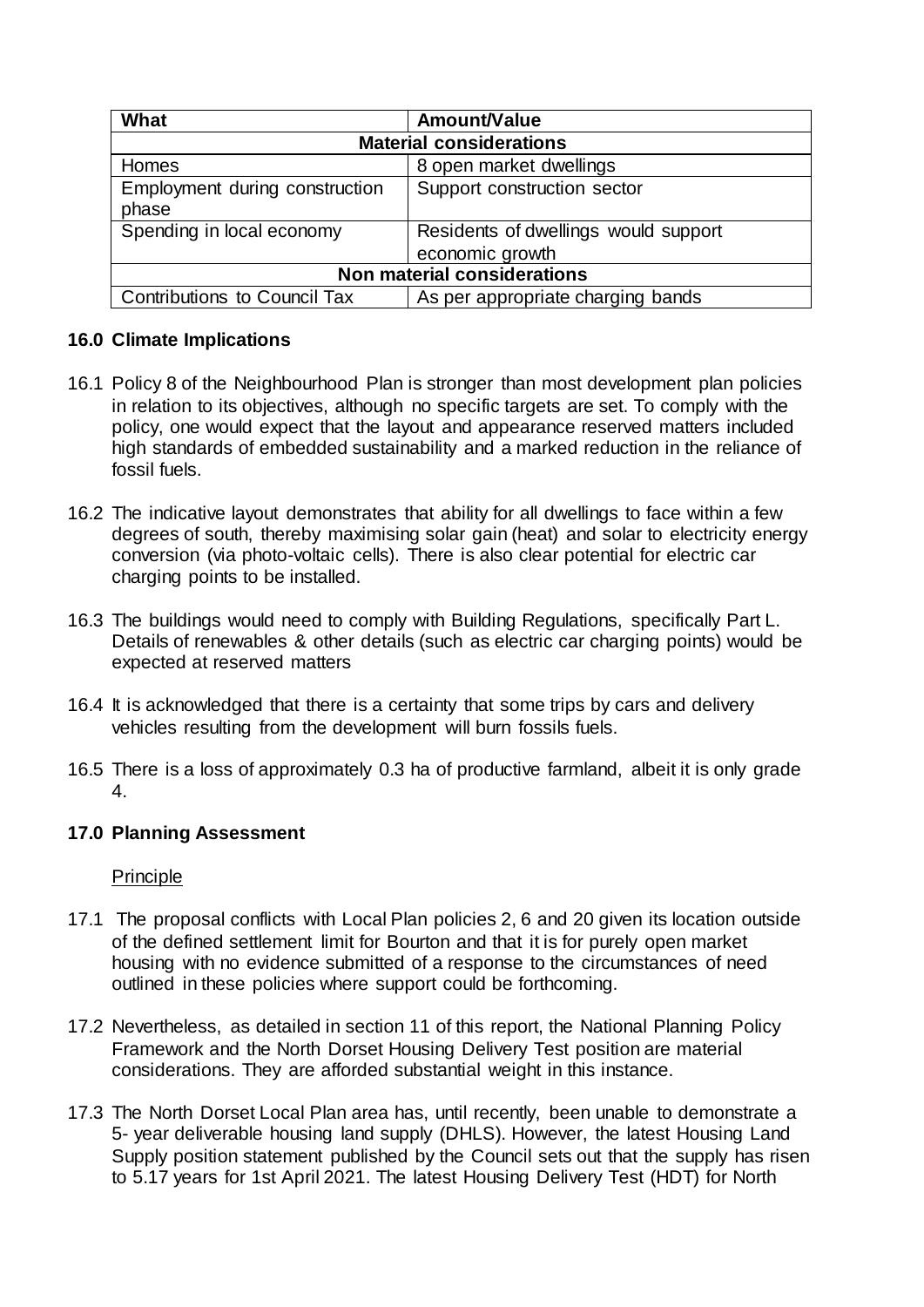| What | Amount/Value |
|---|---|
| **Material considerations** | |
| Homes | 8 open market dwellings |
| Employment during construction phase | Support construction sector |
| Spending in local economy | Residents of dwellings would support economic growth |
| **Non material considerations** | |
| Contributions to Council Tax | As per appropriate charging bands |

## 16.0 Climate Implications

16.1 Policy 8 of the Neighbourhood Plan is stronger than most development plan policies in relation to its objectives, although no specific targets are set. To comply with the policy, one would expect that the layout and appearance reserved matters included high standards of embedded sustainability and a marked reduction in the reliance of fossil fuels.

16.2 The indicative layout demonstrates that ability for all dwellings to face within a few degrees of south, thereby maximising solar gain (heat) and solar to electricity energy conversion (via photo-voltaic cells). There is also clear potential for electric car charging points to be installed.

16.3 The buildings would need to comply with Building Regulations, specifically Part L. Details of renewables & other details (such as electric car charging points) would be expected at reserved matters

16.4 It is acknowledged that there is a certainty that some trips by cars and delivery vehicles resulting from the development will burn fossils fuels.

16.5 There is a loss of approximately 0.3 ha of productive farmland, albeit it is only grade 4.

## 17.0 Planning Assessment

Principle

17.1 The proposal conflicts with Local Plan policies 2, 6 and 20 given its location outside of the defined settlement limit for Bourton and that it is for purely open market housing with no evidence submitted of a response to the circumstances of need outlined in these policies where support could be forthcoming.

17.2 Nevertheless, as detailed in section 11 of this report, the National Planning Policy Framework and the North Dorset Housing Delivery Test position are material considerations. They are afforded substantial weight in this instance.

17.3 The North Dorset Local Plan area has, until recently, been unable to demonstrate a 5- year deliverable housing land supply (DHLS). However, the latest Housing Land Supply position statement published by the Council sets out that the supply has risen to 5.17 years for 1st April 2021. The latest Housing Delivery Test (HDT) for North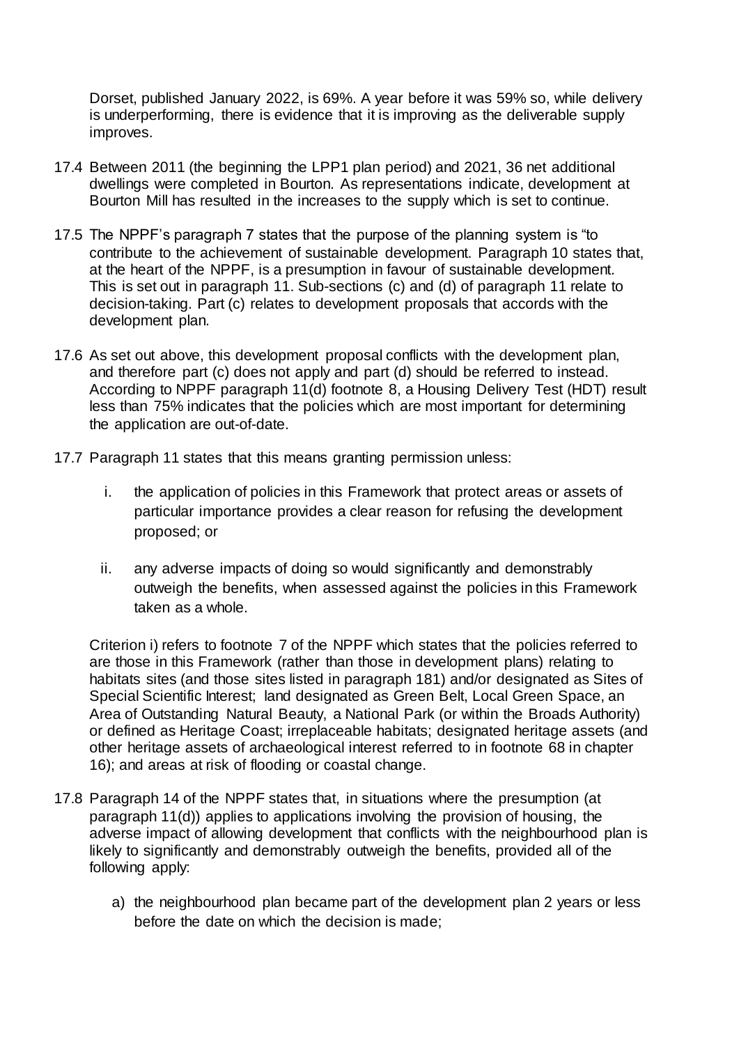Dorset, published January 2022, is 69%. A year before it was 59% so, while delivery is underperforming, there is evidence that it is improving as the deliverable supply improves.

17.4 Between 2011 (the beginning the LPP1 plan period) and 2021, 36 net additional dwellings were completed in Bourton. As representations indicate, development at Bourton Mill has resulted in the increases to the supply which is set to continue.

17.5 The NPPF's paragraph 7 states that the purpose of the planning system is "to contribute to the achievement of sustainable development. Paragraph 10 states that, at the heart of the NPPF, is a presumption in favour of sustainable development. This is set out in paragraph 11. Sub-sections (c) and (d) of paragraph 11 relate to decision-taking. Part (c) relates to development proposals that accords with the development plan.

17.6 As set out above, this development proposal conflicts with the development plan, and therefore part (c) does not apply and part (d) should be referred to instead. According to NPPF paragraph 11(d) footnote 8, a Housing Delivery Test (HDT) result less than 75% indicates that the policies which are most important for determining the application are out-of-date.

17.7 Paragraph 11 states that this means granting permission unless:

i. the application of policies in this Framework that protect areas or assets of particular importance provides a clear reason for refusing the development proposed; or

ii. any adverse impacts of doing so would significantly and demonstrably outweigh the benefits, when assessed against the policies in this Framework taken as a whole.

Criterion i) refers to footnote 7 of the NPPF which states that the policies referred to are those in this Framework (rather than those in development plans) relating to habitats sites (and those sites listed in paragraph 181) and/or designated as Sites of Special Scientific Interest; land designated as Green Belt, Local Green Space, an Area of Outstanding Natural Beauty, a National Park (or within the Broads Authority) or defined as Heritage Coast; irreplaceable habitats; designated heritage assets (and other heritage assets of archaeological interest referred to in footnote 68 in chapter 16); and areas at risk of flooding or coastal change.

17.8 Paragraph 14 of the NPPF states that, in situations where the presumption (at paragraph 11(d)) applies to applications involving the provision of housing, the adverse impact of allowing development that conflicts with the neighbourhood plan is likely to significantly and demonstrably outweigh the benefits, provided all of the following apply:

a) the neighbourhood plan became part of the development plan 2 years or less before the date on which the decision is made;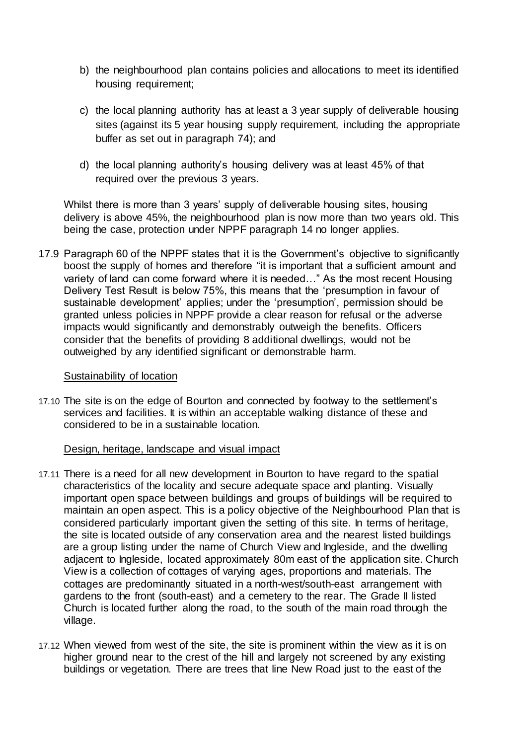b) the neighbourhood plan contains policies and allocations to meet its identified housing requirement;

c) the local planning authority has at least a 3 year supply of deliverable housing sites (against its 5 year housing supply requirement, including the appropriate buffer as set out in paragraph 74); and

d) the local planning authority's housing delivery was at least 45% of that required over the previous 3 years.

Whilst there is more than 3 years' supply of deliverable housing sites, housing delivery is above 45%, the neighbourhood plan is now more than two years old. This being the case, protection under NPPF paragraph 14 no longer applies.

17.9 Paragraph 60 of the NPPF states that it is the Government's objective to significantly boost the supply of homes and therefore "it is important that a sufficient amount and variety of land can come forward where it is needed…" As the most recent Housing Delivery Test Result is below 75%, this means that the 'presumption in favour of sustainable development' applies; under the 'presumption', permission should be granted unless policies in NPPF provide a clear reason for refusal or the adverse impacts would significantly and demonstrably outweigh the benefits. Officers consider that the benefits of providing 8 additional dwellings, would not be outweighed by any identified significant or demonstrable harm.

<u>Sustainability of location</u>

17.10 The site is on the edge of Bourton and connected by footway to the settlement's services and facilities. It is within an acceptable walking distance of these and considered to be in a sustainable location.

<u>Design, heritage, landscape and visual impact</u>

17.11 There is a need for all new development in Bourton to have regard to the spatial characteristics of the locality and secure adequate space and planting. Visually important open space between buildings and groups of buildings will be required to maintain an open aspect. This is a policy objective of the Neighbourhood Plan that is considered particularly important given the setting of this site. In terms of heritage, the site is located outside of any conservation area and the nearest listed buildings are a group listing under the name of Church View and Ingleside, and the dwelling adjacent to Ingleside, located approximately 80m east of the application site. Church View is a collection of cottages of varying ages, proportions and materials. The cottages are predominantly situated in a north-west/south-east arrangement with gardens to the front (south-east) and a cemetery to the rear. The Grade II listed Church is located further along the road, to the south of the main road through the village.

17.12 When viewed from west of the site, the site is prominent within the view as it is on higher ground near to the crest of the hill and largely not screened by any existing buildings or vegetation. There are trees that line New Road just to the east of the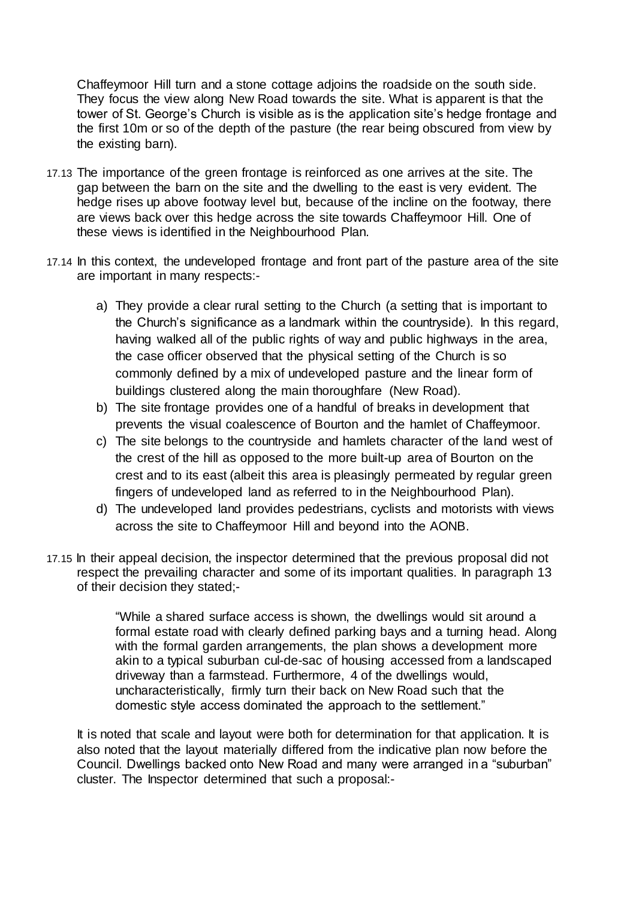Chaffeymoor Hill turn and a stone cottage adjoins the roadside on the south side. They focus the view along New Road towards the site. What is apparent is that the tower of St. George's Church is visible as is the application site's hedge frontage and the first 10m or so of the depth of the pasture (the rear being obscured from view by the existing barn).

17.13 The importance of the green frontage is reinforced as one arrives at the site. The gap between the barn on the site and the dwelling to the east is very evident. The hedge rises up above footway level but, because of the incline on the footway, there are views back over this hedge across the site towards Chaffeymoor Hill. One of these views is identified in the Neighbourhood Plan.

17.14 In this context, the undeveloped frontage and front part of the pasture area of the site are important in many respects:-

a) They provide a clear rural setting to the Church (a setting that is important to the Church's significance as a landmark within the countryside). In this regard, having walked all of the public rights of way and public highways in the area, the case officer observed that the physical setting of the Church is so commonly defined by a mix of undeveloped pasture and the linear form of buildings clustered along the main thoroughfare (New Road).
b) The site frontage provides one of a handful of breaks in development that prevents the visual coalescence of Bourton and the hamlet of Chaffeymoor.
c) The site belongs to the countryside and hamlets character of the land west of the crest of the hill as opposed to the more built-up area of Bourton on the crest and to its east (albeit this area is pleasingly permeated by regular green fingers of undeveloped land as referred to in the Neighbourhood Plan).
d) The undeveloped land provides pedestrians, cyclists and motorists with views across the site to Chaffeymoor Hill and beyond into the AONB.

17.15 In their appeal decision, the inspector determined that the previous proposal did not respect the prevailing character and some of its important qualities. In paragraph 13 of their decision they stated;-

> "While a shared surface access is shown, the dwellings would sit around a formal estate road with clearly defined parking bays and a turning head. Along with the formal garden arrangements, the plan shows a development more akin to a typical suburban cul-de-sac of housing accessed from a landscaped driveway than a farmstead. Furthermore, 4 of the dwellings would, uncharacteristically, firmly turn their back on New Road such that the domestic style access dominated the approach to the settlement."

It is noted that scale and layout were both for determination for that application. It is also noted that the layout materially differed from the indicative plan now before the Council. Dwellings backed onto New Road and many were arranged in a "suburban" cluster. The Inspector determined that such a proposal:-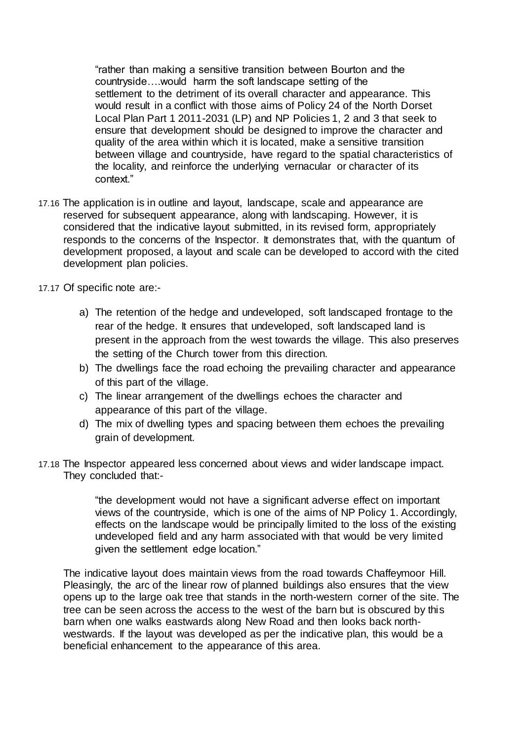> "rather than making a sensitive transition between Bourton and the countryside….would harm the soft landscape setting of the settlement to the detriment of its overall character and appearance. This would result in a conflict with those aims of Policy 24 of the North Dorset Local Plan Part 1 2011-2031 (LP) and NP Policies 1, 2 and 3 that seek to ensure that development should be designed to improve the character and quality of the area within which it is located, make a sensitive transition between village and countryside, have regard to the spatial characteristics of the locality, and reinforce the underlying vernacular or character of its context."

17.16 The application is in outline and layout, landscape, scale and appearance are reserved for subsequent appearance, along with landscaping. However, it is considered that the indicative layout submitted, in its revised form, appropriately responds to the concerns of the Inspector. It demonstrates that, with the quantum of development proposed, a layout and scale can be developed to accord with the cited development plan policies.

17.17 Of specific note are:-

a) The retention of the hedge and undeveloped, soft landscaped frontage to the rear of the hedge. It ensures that undeveloped, soft landscaped land is present in the approach from the west towards the village. This also preserves the setting of the Church tower from this direction.
b) The dwellings face the road echoing the prevailing character and appearance of this part of the village.
c) The linear arrangement of the dwellings echoes the character and appearance of this part of the village.
d) The mix of dwelling types and spacing between them echoes the prevailing grain of development.

17.18 The Inspector appeared less concerned about views and wider landscape impact. They concluded that:-

> "the development would not have a significant adverse effect on important views of the countryside, which is one of the aims of NP Policy 1. Accordingly, effects on the landscape would be principally limited to the loss of the existing undeveloped field and any harm associated with that would be very limited given the settlement edge location."

The indicative layout does maintain views from the road towards Chaffeymoor Hill. Pleasingly, the arc of the linear row of planned buildings also ensures that the view opens up to the large oak tree that stands in the north-western corner of the site. The tree can be seen across the access to the west of the barn but is obscured by this barn when one walks eastwards along New Road and then looks back north-westwards. If the layout was developed as per the indicative plan, this would be a beneficial enhancement to the appearance of this area.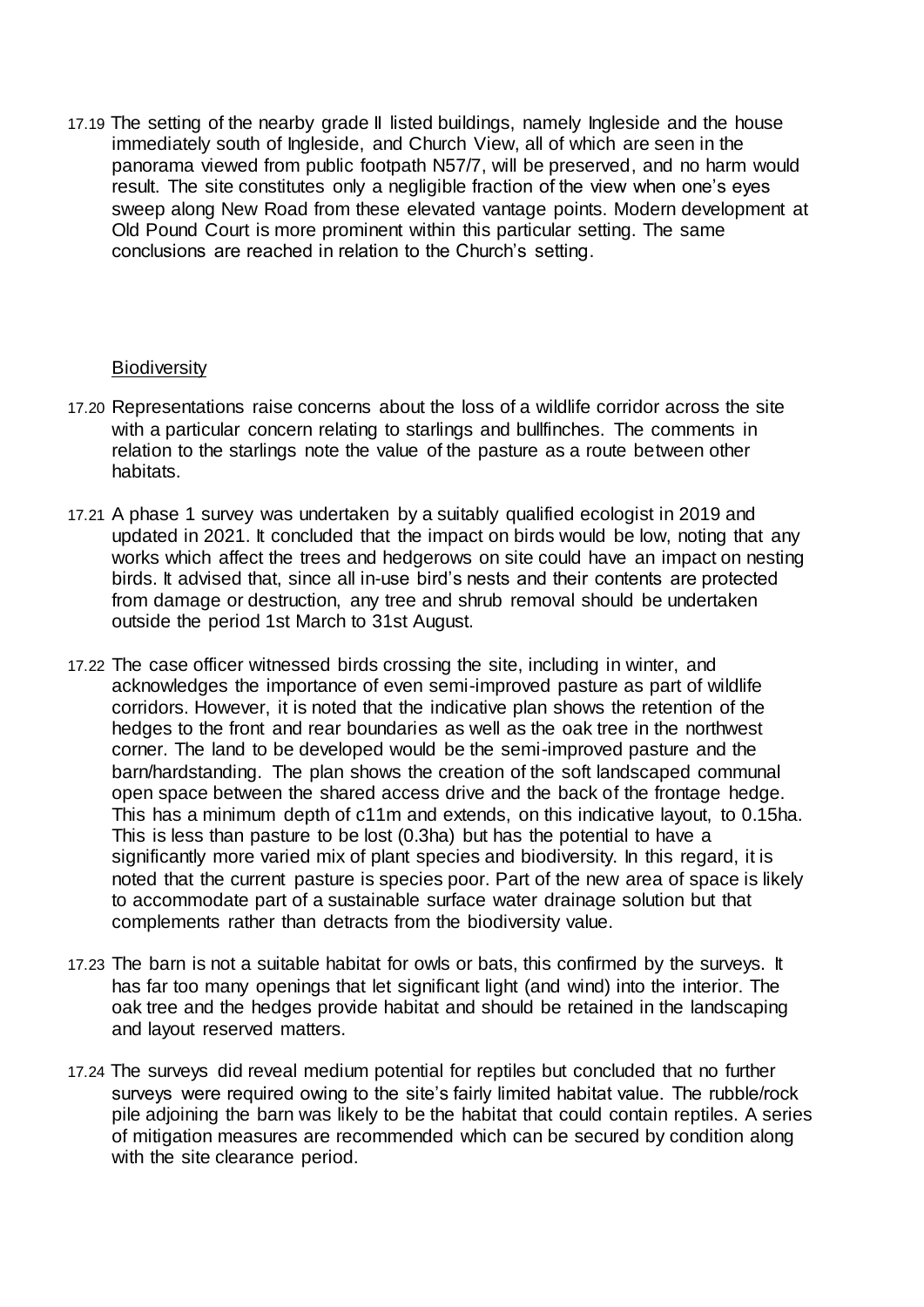17.19 The setting of the nearby grade II listed buildings, namely Ingleside and the house immediately south of Ingleside, and Church View, all of which are seen in the panorama viewed from public footpath N57/7, will be preserved, and no harm would result. The site constitutes only a negligible fraction of the view when one's eyes sweep along New Road from these elevated vantage points. Modern development at Old Pound Court is more prominent within this particular setting. The same conclusions are reached in relation to the Church's setting.

### Biodiversity

17.20 Representations raise concerns about the loss of a wildlife corridor across the site with a particular concern relating to starlings and bullfinches. The comments in relation to the starlings note the value of the pasture as a route between other habitats.

17.21 A phase 1 survey was undertaken by a suitably qualified ecologist in 2019 and updated in 2021. It concluded that the impact on birds would be low, noting that any works which affect the trees and hedgerows on site could have an impact on nesting birds. It advised that, since all in-use bird's nests and their contents are protected from damage or destruction, any tree and shrub removal should be undertaken outside the period 1st March to 31st August.

17.22 The case officer witnessed birds crossing the site, including in winter, and acknowledges the importance of even semi-improved pasture as part of wildlife corridors. However, it is noted that the indicative plan shows the retention of the hedges to the front and rear boundaries as well as the oak tree in the northwest corner. The land to be developed would be the semi-improved pasture and the barn/hardstanding. The plan shows the creation of the soft landscaped communal open space between the shared access drive and the back of the frontage hedge. This has a minimum depth of c11m and extends, on this indicative layout, to 0.15ha. This is less than pasture to be lost (0.3ha) but has the potential to have a significantly more varied mix of plant species and biodiversity. In this regard, it is noted that the current pasture is species poor. Part of the new area of space is likely to accommodate part of a sustainable surface water drainage solution but that complements rather than detracts from the biodiversity value.

17.23 The barn is not a suitable habitat for owls or bats, this confirmed by the surveys. It has far too many openings that let significant light (and wind) into the interior. The oak tree and the hedges provide habitat and should be retained in the landscaping and layout reserved matters.

17.24 The surveys did reveal medium potential for reptiles but concluded that no further surveys were required owing to the site's fairly limited habitat value. The rubble/rock pile adjoining the barn was likely to be the habitat that could contain reptiles. A series of mitigation measures are recommended which can be secured by condition along with the site clearance period.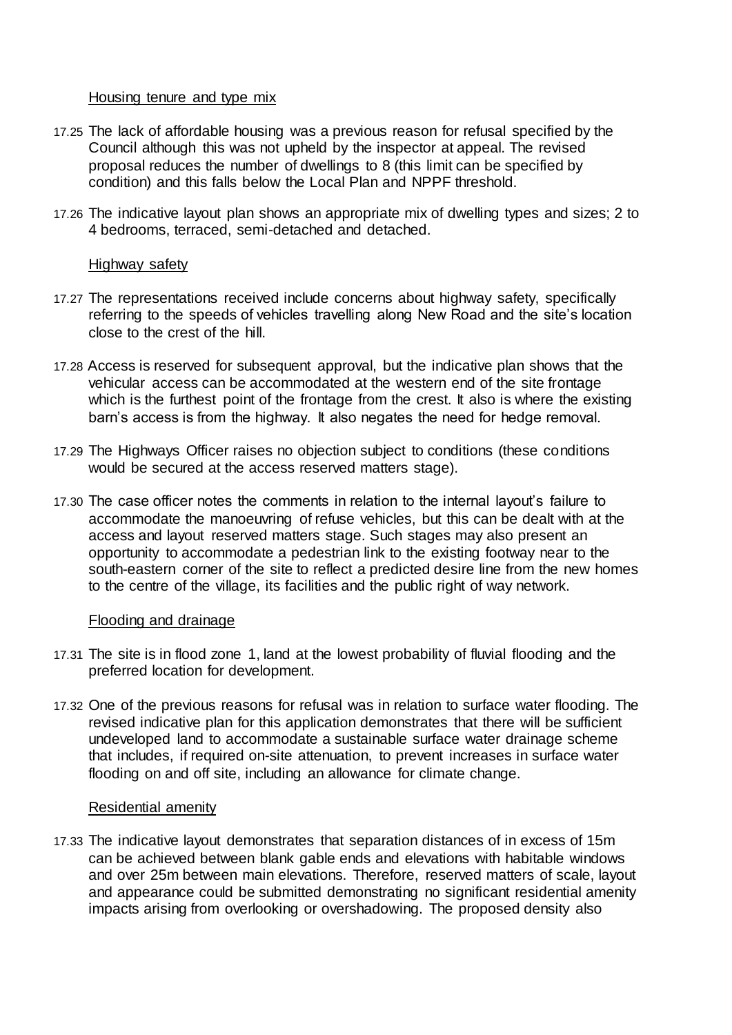Housing tenure and type mix

17.25 The lack of affordable housing was a previous reason for refusal specified by the Council although this was not upheld by the inspector at appeal. The revised proposal reduces the number of dwellings to 8 (this limit can be specified by condition) and this falls below the Local Plan and NPPF threshold.

17.26 The indicative layout plan shows an appropriate mix of dwelling types and sizes; 2 to 4 bedrooms, terraced, semi-detached and detached.

Highway safety

17.27 The representations received include concerns about highway safety, specifically referring to the speeds of vehicles travelling along New Road and the site's location close to the crest of the hill.

17.28 Access is reserved for subsequent approval, but the indicative plan shows that the vehicular access can be accommodated at the western end of the site frontage which is the furthest point of the frontage from the crest. It also is where the existing barn's access is from the highway. It also negates the need for hedge removal.

17.29 The Highways Officer raises no objection subject to conditions (these conditions would be secured at the access reserved matters stage).

17.30 The case officer notes the comments in relation to the internal layout's failure to accommodate the manoeuvring of refuse vehicles, but this can be dealt with at the access and layout reserved matters stage. Such stages may also present an opportunity to accommodate a pedestrian link to the existing footway near to the south-eastern corner of the site to reflect a predicted desire line from the new homes to the centre of the village, its facilities and the public right of way network.

Flooding and drainage

17.31 The site is in flood zone 1, land at the lowest probability of fluvial flooding and the preferred location for development.

17.32 One of the previous reasons for refusal was in relation to surface water flooding. The revised indicative plan for this application demonstrates that there will be sufficient undeveloped land to accommodate a sustainable surface water drainage scheme that includes, if required on-site attenuation, to prevent increases in surface water flooding on and off site, including an allowance for climate change.

Residential amenity

17.33 The indicative layout demonstrates that separation distances of in excess of 15m can be achieved between blank gable ends and elevations with habitable windows and over 25m between main elevations. Therefore, reserved matters of scale, layout and appearance could be submitted demonstrating no significant residential amenity impacts arising from overlooking or overshadowing. The proposed density also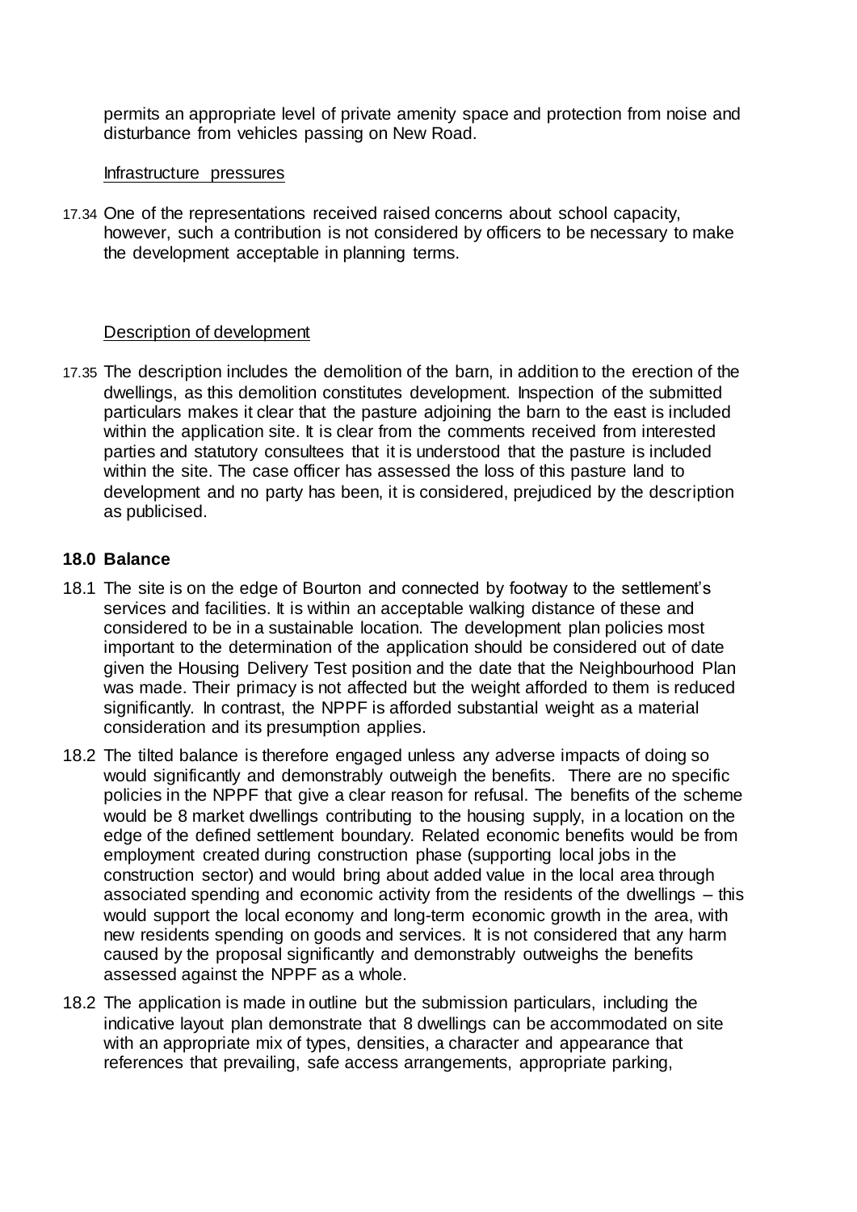permits an appropriate level of private amenity space and protection from noise and disturbance from vehicles passing on New Road.

Infrastructure pressures

17.34 One of the representations received raised concerns about school capacity, however, such a contribution is not considered by officers to be necessary to make the development acceptable in planning terms.

Description of development

17.35 The description includes the demolition of the barn, in addition to the erection of the dwellings, as this demolition constitutes development. Inspection of the submitted particulars makes it clear that the pasture adjoining the barn to the east is included within the application site. It is clear from the comments received from interested parties and statutory consultees that it is understood that the pasture is included within the site. The case officer has assessed the loss of this pasture land to development and no party has been, it is considered, prejudiced by the description as publicised.

## 18.0 Balance

18.1 The site is on the edge of Bourton and connected by footway to the settlement's services and facilities. It is within an acceptable walking distance of these and considered to be in a sustainable location. The development plan policies most important to the determination of the application should be considered out of date given the Housing Delivery Test position and the date that the Neighbourhood Plan was made. Their primacy is not affected but the weight afforded to them is reduced significantly. In contrast, the NPPF is afforded substantial weight as a material consideration and its presumption applies.

18.2 The tilted balance is therefore engaged unless any adverse impacts of doing so would significantly and demonstrably outweigh the benefits. There are no specific policies in the NPPF that give a clear reason for refusal. The benefits of the scheme would be 8 market dwellings contributing to the housing supply, in a location on the edge of the defined settlement boundary. Related economic benefits would be from employment created during construction phase (supporting local jobs in the construction sector) and would bring about added value in the local area through associated spending and economic activity from the residents of the dwellings – this would support the local economy and long-term economic growth in the area, with new residents spending on goods and services. It is not considered that any harm caused by the proposal significantly and demonstrably outweighs the benefits assessed against the NPPF as a whole.

18.2 The application is made in outline but the submission particulars, including the indicative layout plan demonstrate that 8 dwellings can be accommodated on site with an appropriate mix of types, densities, a character and appearance that references that prevailing, safe access arrangements, appropriate parking,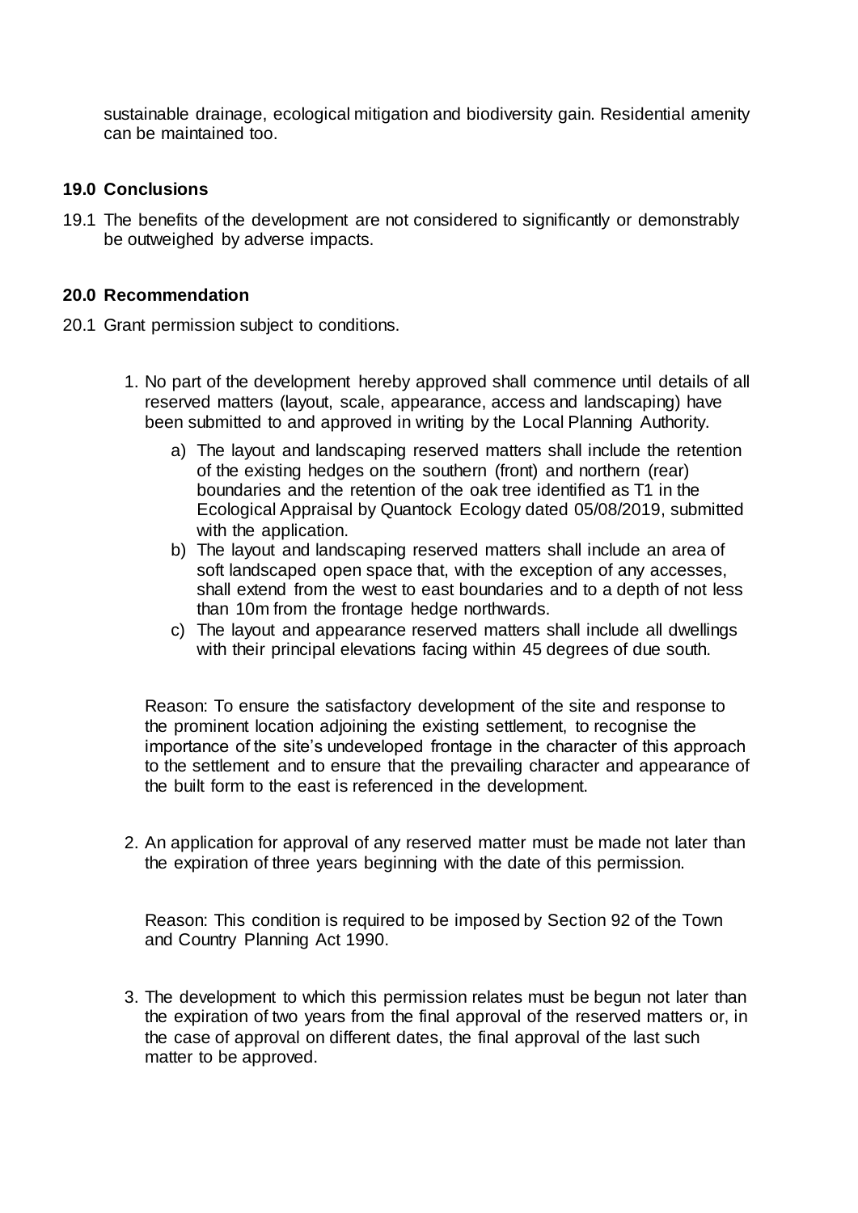sustainable drainage, ecological mitigation and biodiversity gain. Residential amenity can be maintained too.

## 19.0 Conclusions

19.1 The benefits of the development are not considered to significantly or demonstrably be outweighed by adverse impacts.

## 20.0 Recommendation

20.1 Grant permission subject to conditions.

1. No part of the development hereby approved shall commence until details of all reserved matters (layout, scale, appearance, access and landscaping) have been submitted to and approved in writing by the Local Planning Authority.

    a) The layout and landscaping reserved matters shall include the retention of the existing hedges on the southern (front) and northern (rear) boundaries and the retention of the oak tree identified as T1 in the Ecological Appraisal by Quantock Ecology dated 05/08/2019, submitted with the application.

    b) The layout and landscaping reserved matters shall include an area of soft landscaped open space that, with the exception of any accesses, shall extend from the west to east boundaries and to a depth of not less than 10m from the frontage hedge northwards.

    c) The layout and appearance reserved matters shall include all dwellings with their principal elevations facing within 45 degrees of due south.

    Reason: To ensure the satisfactory development of the site and response to the prominent location adjoining the existing settlement, to recognise the importance of the site's undeveloped frontage in the character of this approach to the settlement and to ensure that the prevailing character and appearance of the built form to the east is referenced in the development.

2. An application for approval of any reserved matter must be made not later than the expiration of three years beginning with the date of this permission.

    Reason: This condition is required to be imposed by Section 92 of the Town and Country Planning Act 1990.

3. The development to which this permission relates must be begun not later than the expiration of two years from the final approval of the reserved matters or, in the case of approval on different dates, the final approval of the last such matter to be approved.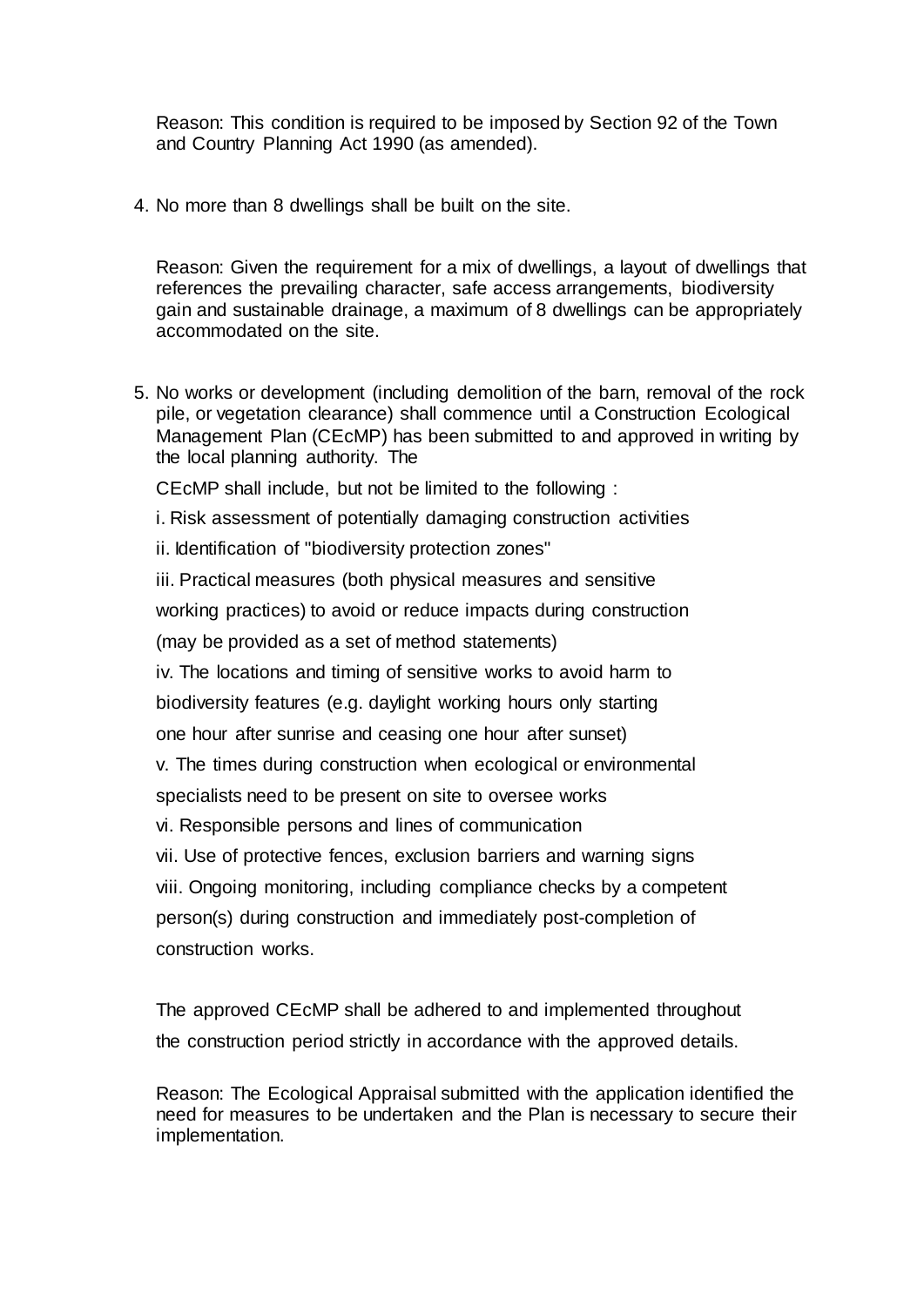Reason: This condition is required to be imposed by Section 92 of the Town and Country Planning Act 1990 (as amended).

4. No more than 8 dwellings shall be built on the site.

   Reason: Given the requirement for a mix of dwellings, a layout of dwellings that references the prevailing character, safe access arrangements, biodiversity gain and sustainable drainage, a maximum of 8 dwellings can be appropriately accommodated on the site.

5. No works or development (including demolition of the barn, removal of the rock pile, or vegetation clearance) shall commence until a Construction Ecological Management Plan (CEcMP) has been submitted to and approved in writing by the local planning authority. The

   CEcMP shall include, but not be limited to the following :

   i. Risk assessment of potentially damaging construction activities

   ii. Identification of "biodiversity protection zones"

   iii. Practical measures (both physical measures and sensitive working practices) to avoid or reduce impacts during construction (may be provided as a set of method statements)

   iv. The locations and timing of sensitive works to avoid harm to biodiversity features (e.g. daylight working hours only starting one hour after sunrise and ceasing one hour after sunset)

   v. The times during construction when ecological or environmental specialists need to be present on site to oversee works

   vi. Responsible persons and lines of communication

   vii. Use of protective fences, exclusion barriers and warning signs

   viii. Ongoing monitoring, including compliance checks by a competent person(s) during construction and immediately post-completion of construction works.

   The approved CEcMP shall be adhered to and implemented throughout the construction period strictly in accordance with the approved details.

   Reason: The Ecological Appraisal submitted with the application identified the need for measures to be undertaken and the Plan is necessary to secure their implementation.